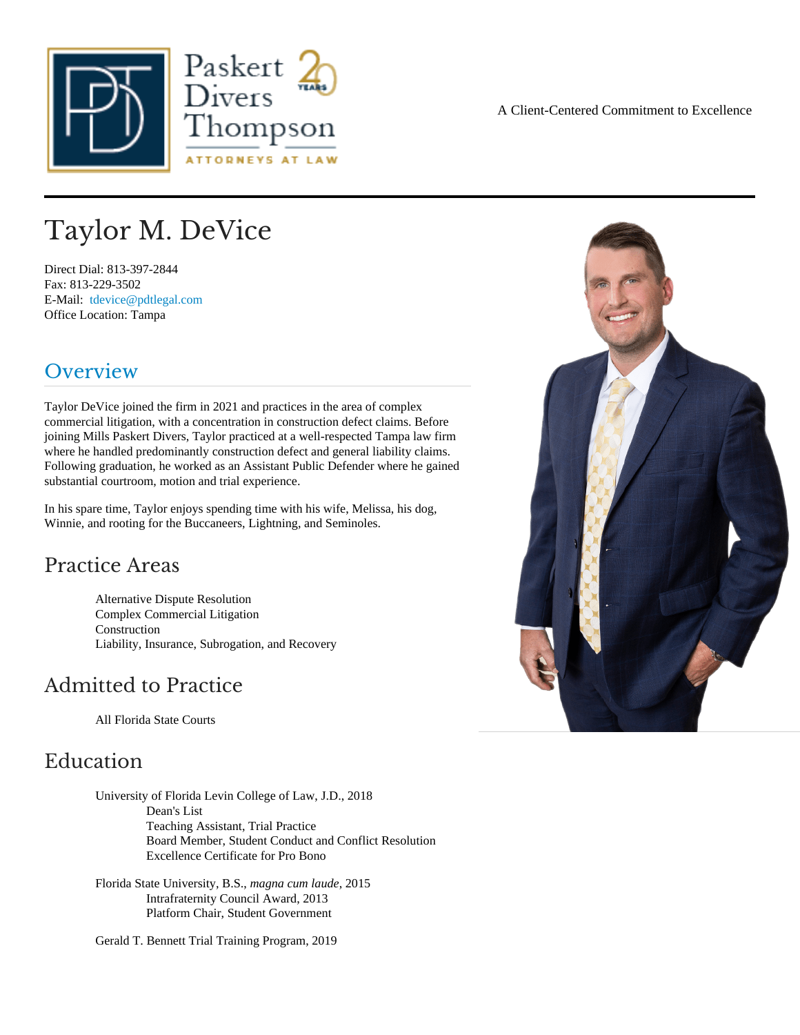Paskert Divers Thompson
ATTORNEYS AT LAW

A Client-Centered Commitment to Excellence

# Taylor M. DeVice

Direct Dial: 813-397-2844
Fax: 813-229-3502
E-Mail: tdevice@pdtlegal.com
Office Location: Tampa

## Overview

Taylor DeVice joined the firm in 2021 and practices in the area of complex commercial litigation, with a concentration in construction defect claims. Before joining Mills Paskert Divers, Taylor practiced at a well-respected Tampa law firm where he handled predominantly construction defect and general liability claims. Following graduation, he worked as an Assistant Public Defender where he gained substantial courtroom, motion and trial experience.

In his spare time, Taylor enjoys spending time with his wife, Melissa, his dog, Winnie, and rooting for the Buccaneers, Lightning, and Seminoles.

## Practice Areas

- Alternative Dispute Resolution
- Complex Commercial Litigation
- Construction
- Liability, Insurance, Subrogation, and Recovery

## Admitted to Practice

- All Florida State Courts

## Education

- University of Florida Levin College of Law, J.D., 2018
  - Dean's List
  - Teaching Assistant, Trial Practice
  - Board Member, Student Conduct and Conflict Resolution
  - Excellence Certificate for Pro Bono
- Florida State University, B.S., *magna cum laude*, 2015
  - Intrafraternity Council Award, 2013
  - Platform Chair, Student Government
- Gerald T. Bennett Trial Training Program, 2019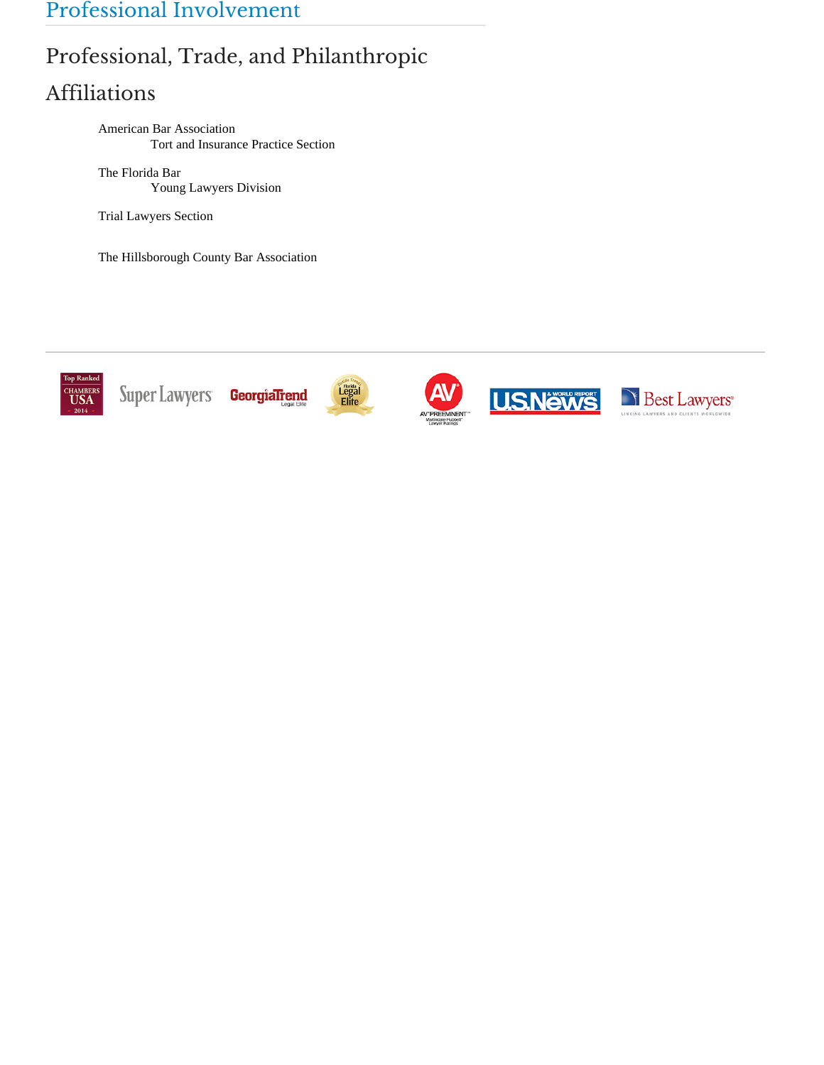## Professional Involvement

### Professional, Trade, and Philanthropic Affiliations

- American Bar Association
  - Tort and Insurance Practice Section
- The Florida Bar
  - Young Lawyers Division
- Trial Lawyers Section
- The Hillsborough County Bar Association